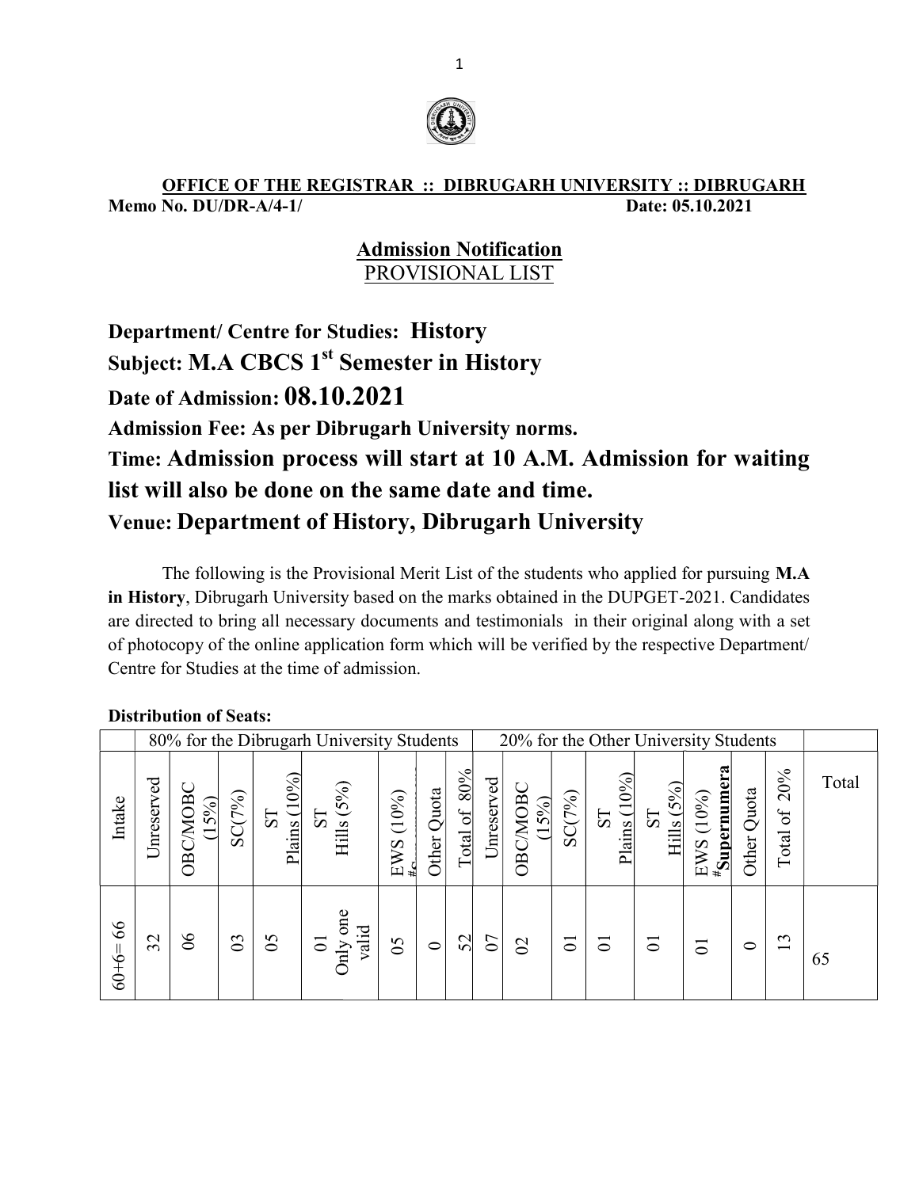**OFFICE OF THE REGISTRAR :: DIBRUGARH UNIVERSITY :: DIBRUGARH**

**Memo No. DU/DR-A/4-1/** **Date: 05.10.2021**

## Admission Notification

PROVISIONAL LIST

**Department/ Centre for Studies: History**

**Subject: M.A CBCS 1st Semester in History**

**Date of Admission: 08.10.2021**

**Admission Fee: As per Dibrugarh University norms.**

**Time: Admission process will start at 10 A.M. Admission for waiting list will also be done on the same date and time.**

**Venue: Department of History, Dibrugarh University**

The following is the Provisional Merit List of the students who applied for pursuing **M.A in History**, Dibrugarh University based on the marks obtained in the DUPGET-2021. Candidates are directed to bring all necessary documents and testimonials in their original along with a set of photocopy of the online application form which will be verified by the respective Department/ Centre for Studies at the time of admission.

**Distribution of Seats:**

| | 80% for the Dibrugarh University Students | | | | | | | | 20% for the Other University Students | | | | | | | | |
|---|---|---|---|---|---|---|---|---|---|---|---|---|---|---|---|---|---|
| Intake | Unreserved | OBC/MOBC (15%) | SC(7%) | ST Plains (10%) | ST Hills (5%) | EWS (10%) #S | Other Quota | Total of 80% | Unreserved | OBC/MOBC (15%) | SC(7%) | ST Plains (10%) | ST Hills (5%) | EWS (10%) #Supernumera | Other Quota | Total of 20% | Total |
| 60+6= 66 | 32 | 06 | 03 | 05 | 01 Only one valid | 05 | 0 | 52 | 07 | 02 | 01 | 01 | 01 | 01 | 0 | 13 | 65 |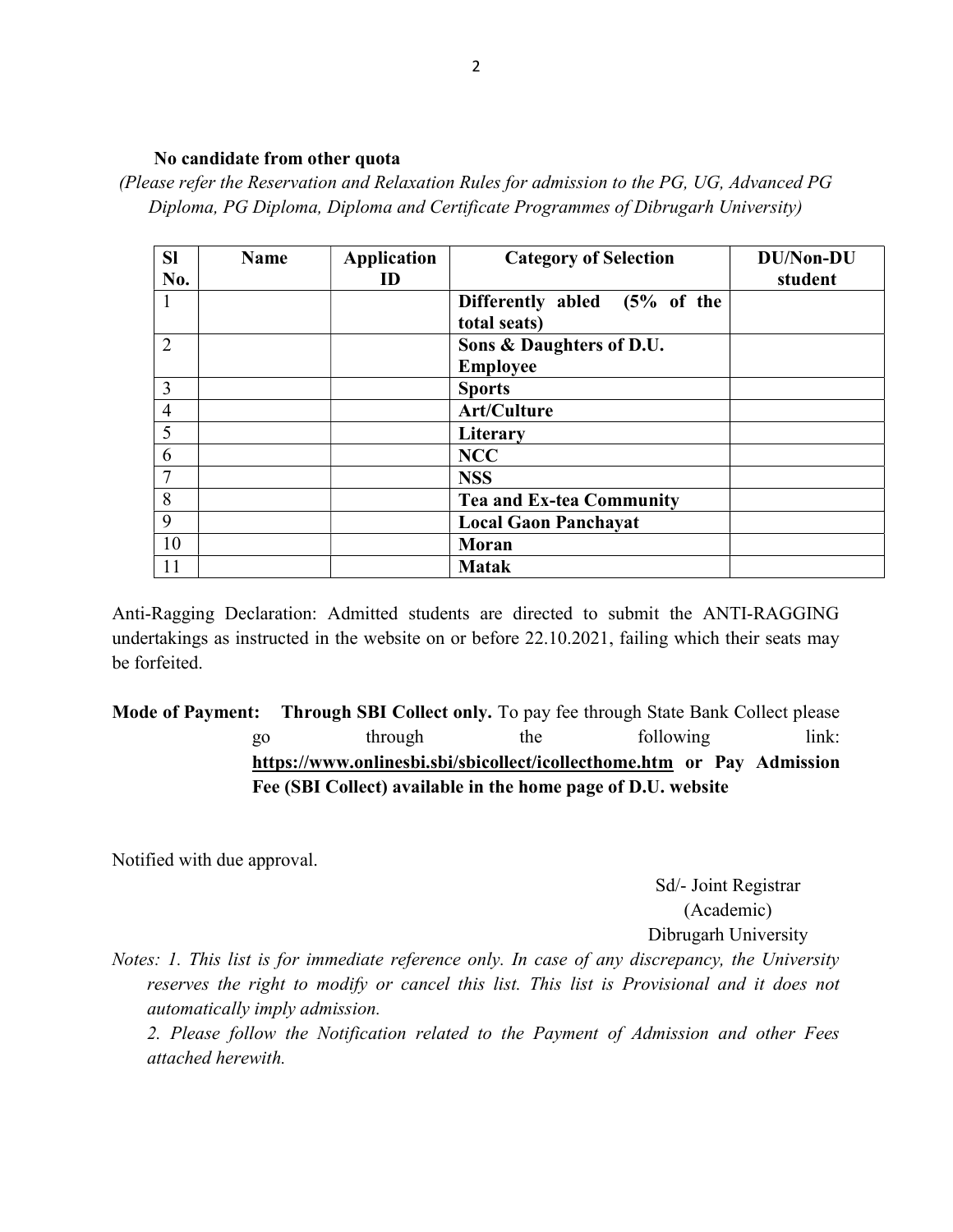**No candidate from other quota**

*(Please refer the Reservation and Relaxation Rules for admission to the PG, UG, Advanced PG Diploma, PG Diploma, Diploma and Certificate Programmes of Dibrugarh University)*

| Sl No. | Name | Application ID | Category of Selection | DU/Non-DU student |
|---|---|---|---|---|
| 1 | | | **Differently abled (5% of the total seats)** | |
| 2 | | | **Sons & Daughters of D.U. Employee** | |
| 3 | | | **Sports** | |
| 4 | | | **Art/Culture** | |
| 5 | | | **Literary** | |
| 6 | | | **NCC** | |
| 7 | | | **NSS** | |
| 8 | | | **Tea and Ex-tea Community** | |
| 9 | | | **Local Gaon Panchayat** | |
| 10 | | | **Moran** | |
| 11 | | | **Matak** | |

Anti-Ragging Declaration: Admitted students are directed to submit the ANTI-RAGGING undertakings as instructed in the website on or before 22.10.2021, failing which their seats may be forfeited.

**Mode of Payment: Through SBI Collect only.** To pay fee through State Bank Collect please go through the following link: **https://www.onlinesbi.sbi/sbicollect/icollecthome.htm or Pay Admission Fee (SBI Collect) available in the home page of D.U. website**

Notified with due approval.

Sd/- Joint Registrar
(Academic)
Dibrugarh University

*Notes: 1. This list is for immediate reference only. In case of any discrepancy, the University reserves the right to modify or cancel this list. This list is Provisional and it does not automatically imply admission.*

*2. Please follow the Notification related to the Payment of Admission and other Fees attached herewith.*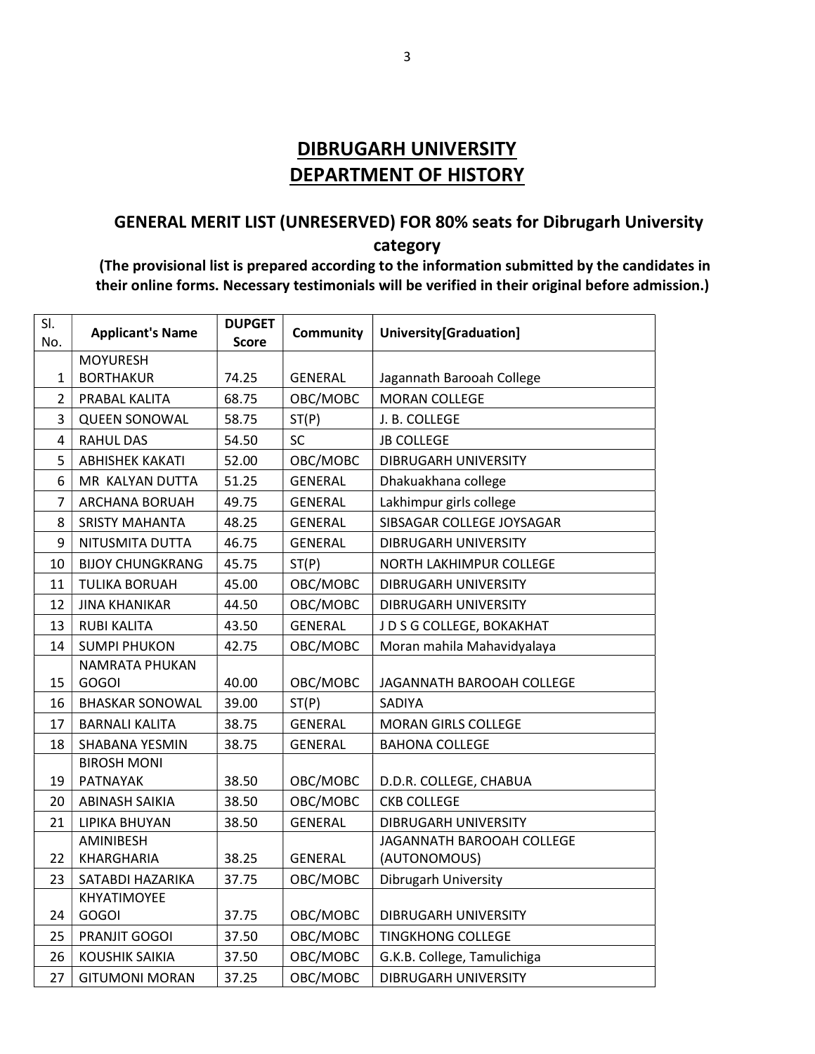# DIBRUGARH UNIVERSITY
# DEPARTMENT OF HISTORY

## GENERAL MERIT LIST (UNRESERVED) FOR 80% seats for Dibrugarh University category

**(The provisional list is prepared according to the information submitted by the candidates in their online forms. Necessary testimonials will be verified in their original before admission.)**

| Sl. No. | Applicant's Name | DUPGET Score | Community | University[Graduation] |
|---|---|---|---|---|
| 1 | MOYURESH BORTHAKUR | 74.25 | GENERAL | Jagannath Barooah College |
| 2 | PRABAL KALITA | 68.75 | OBC/MOBC | MORAN COLLEGE |
| 3 | QUEEN SONOWAL | 58.75 | ST(P) | J. B. COLLEGE |
| 4 | RAHUL DAS | 54.50 | SC | JB COLLEGE |
| 5 | ABHISHEK KAKATI | 52.00 | OBC/MOBC | DIBRUGARH UNIVERSITY |
| 6 | MR KALYAN DUTTA | 51.25 | GENERAL | Dhakuakhana college |
| 7 | ARCHANA BORUAH | 49.75 | GENERAL | Lakhimpur girls college |
| 8 | SRISTY MAHANTA | 48.25 | GENERAL | SIBSAGAR COLLEGE JOYSAGAR |
| 9 | NITUSMITA DUTTA | 46.75 | GENERAL | DIBRUGARH UNIVERSITY |
| 10 | BIJOY CHUNGKRANG | 45.75 | ST(P) | NORTH LAKHIMPUR COLLEGE |
| 11 | TULIKA BORUAH | 45.00 | OBC/MOBC | DIBRUGARH UNIVERSITY |
| 12 | JINA KHANIKAR | 44.50 | OBC/MOBC | DIBRUGARH UNIVERSITY |
| 13 | RUBI KALITA | 43.50 | GENERAL | J D S G COLLEGE, BOKAKHAT |
| 14 | SUMPI PHUKON | 42.75 | OBC/MOBC | Moran mahila Mahavidyalaya |
| 15 | NAMRATA PHUKAN GOGOI | 40.00 | OBC/MOBC | JAGANNATH BAROOAH COLLEGE |
| 16 | BHASKAR SONOWAL | 39.00 | ST(P) | SADIYA |
| 17 | BARNALI KALITA | 38.75 | GENERAL | MORAN GIRLS COLLEGE |
| 18 | SHABANA YESMIN | 38.75 | GENERAL | BAHONA COLLEGE |
| 19 | BIROSH MONI PATNAYAK | 38.50 | OBC/MOBC | D.D.R. COLLEGE, CHABUA |
| 20 | ABINASH SAIKIA | 38.50 | OBC/MOBC | CKB COLLEGE |
| 21 | LIPIKA BHUYAN | 38.50 | GENERAL | DIBRUGARH UNIVERSITY |
| 22 | AMINIBESH KHARGHARIA | 38.25 | GENERAL | JAGANNATH BAROOAH COLLEGE (AUTONOMOUS) |
| 23 | SATABDI HAZARIKA | 37.75 | OBC/MOBC | Dibrugarh University |
| 24 | KHYATIMOYEE GOGOI | 37.75 | OBC/MOBC | DIBRUGARH UNIVERSITY |
| 25 | PRANJIT GOGOI | 37.50 | OBC/MOBC | TINGKHONG COLLEGE |
| 26 | KOUSHIK SAIKIA | 37.50 | OBC/MOBC | G.K.B. College, Tamulichiga |
| 27 | GITUMONI MORAN | 37.25 | OBC/MOBC | DIBRUGARH UNIVERSITY |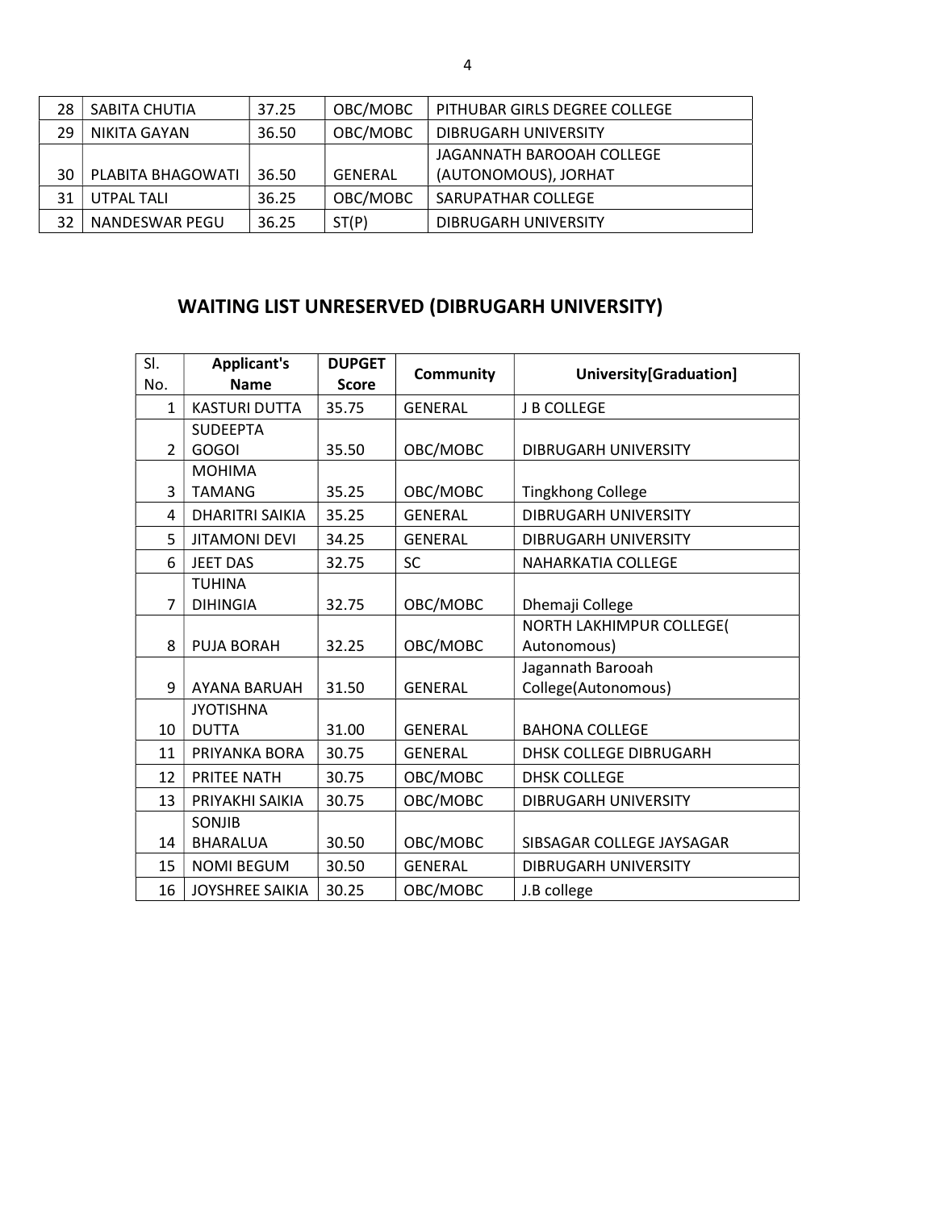| 28 | SABITA CHUTIA | 37.25 | OBC/MOBC | PITHUBAR GIRLS DEGREE COLLEGE |
|---|---|---|---|---|
| 29 | NIKITA GAYAN | 36.50 | OBC/MOBC | DIBRUGARH UNIVERSITY |
| 30 | PLABITA BHAGOWATI | 36.50 | GENERAL | JAGANNATH BAROOAH COLLEGE (AUTONOMOUS), JORHAT |
| 31 | UTPAL TALI | 36.25 | OBC/MOBC | SARUPATHAR COLLEGE |
| 32 | NANDESWAR PEGU | 36.25 | ST(P) | DIBRUGARH UNIVERSITY |

## WAITING LIST UNRESERVED (DIBRUGARH UNIVERSITY)

| Sl. No. | Applicant's Name | DUPGET Score | Community | University[Graduation] |
|---|---|---|---|---|
| 1 | KASTURI DUTTA | 35.75 | GENERAL | J B COLLEGE |
| 2 | SUDEEPTA GOGOI | 35.50 | OBC/MOBC | DIBRUGARH UNIVERSITY |
| 3 | MOHIMA TAMANG | 35.25 | OBC/MOBC | Tingkhong College |
| 4 | DHARITRI SAIKIA | 35.25 | GENERAL | DIBRUGARH UNIVERSITY |
| 5 | JITAMONI DEVI | 34.25 | GENERAL | DIBRUGARH UNIVERSITY |
| 6 | JEET DAS | 32.75 | SC | NAHARKATIA COLLEGE |
| 7 | TUHINA DIHINGIA | 32.75 | OBC/MOBC | Dhemaji College |
| 8 | PUJA BORAH | 32.25 | OBC/MOBC | NORTH LAKHIMPUR COLLEGE( Autonomous) |
| 9 | AYANA BARUAH | 31.50 | GENERAL | Jagannath Barooah College(Autonomous) |
| 10 | JYOTISHNA DUTTA | 31.00 | GENERAL | BAHONA COLLEGE |
| 11 | PRIYANKA BORA | 30.75 | GENERAL | DHSK COLLEGE DIBRUGARH |
| 12 | PRITEE NATH | 30.75 | OBC/MOBC | DHSK COLLEGE |
| 13 | PRIYAKHI SAIKIA | 30.75 | OBC/MOBC | DIBRUGARH UNIVERSITY |
| 14 | SONJIB BHARALUA | 30.50 | OBC/MOBC | SIBSAGAR COLLEGE JAYSAGAR |
| 15 | NOMI BEGUM | 30.50 | GENERAL | DIBRUGARH UNIVERSITY |
| 16 | JOYSHREE SAIKIA | 30.25 | OBC/MOBC | J.B college |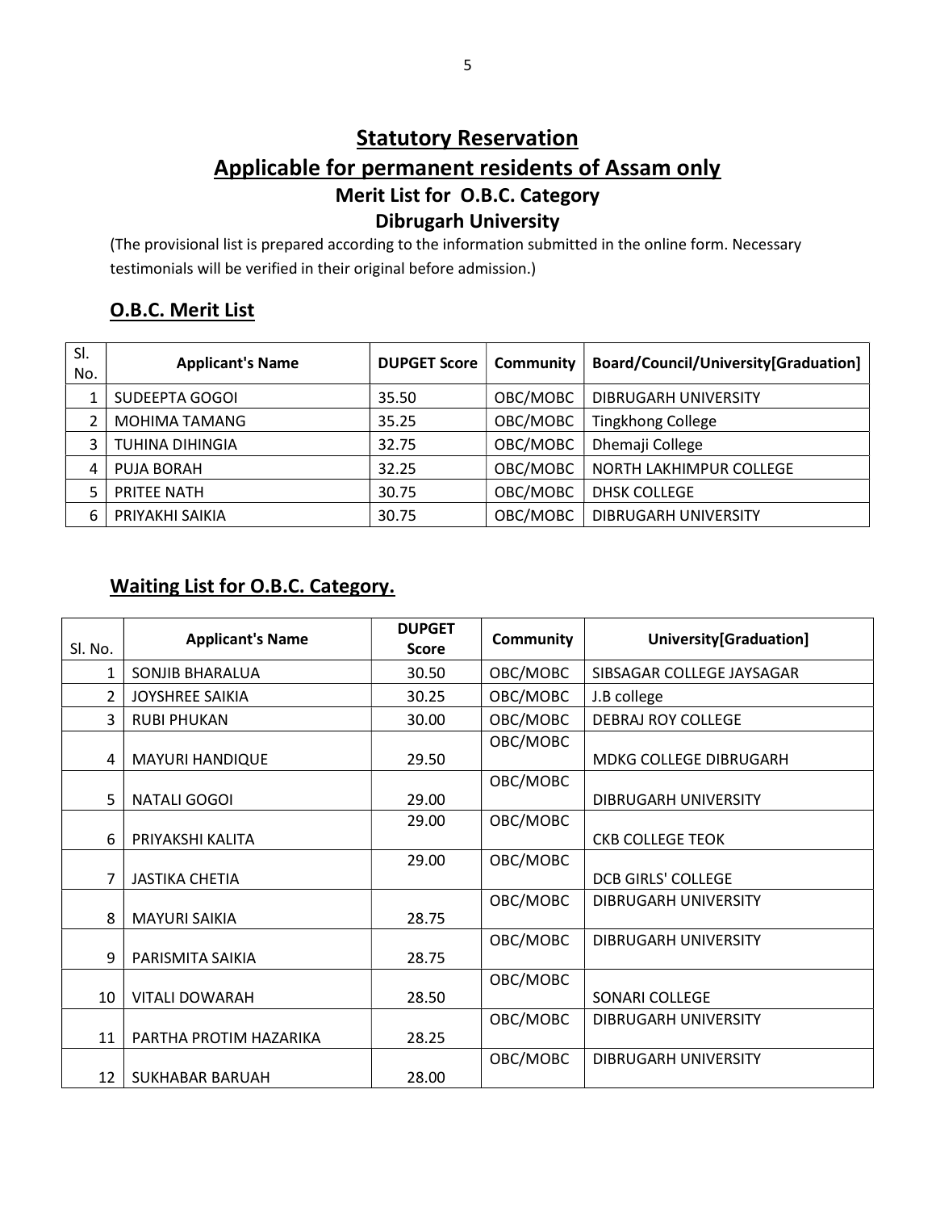# Statutory Reservation

# Applicable for permanent residents of Assam only

## Merit List for O.B.C. Category

## Dibrugarh University

(The provisional list is prepared according to the information submitted in the online form. Necessary testimonials will be verified in their original before admission.)

### O.B.C. Merit List

| Sl. No. | Applicant's Name | DUPGET Score | Community | Board/Council/University[Graduation] |
|---|---|---|---|---|
| 1 | SUDEEPTA GOGOI | 35.50 | OBC/MOBC | DIBRUGARH UNIVERSITY |
| 2 | MOHIMA TAMANG | 35.25 | OBC/MOBC | Tingkhong College |
| 3 | TUHINA DIHINGIA | 32.75 | OBC/MOBC | Dhemaji College |
| 4 | PUJA BORAH | 32.25 | OBC/MOBC | NORTH LAKHIMPUR COLLEGE |
| 5 | PRITEE NATH | 30.75 | OBC/MOBC | DHSK COLLEGE |
| 6 | PRIYAKHI SAIKIA | 30.75 | OBC/MOBC | DIBRUGARH UNIVERSITY |

### Waiting List for O.B.C. Category.

| Sl. No. | Applicant's Name | DUPGET Score | Community | University[Graduation] |
|---|---|---|---|---|
| 1 | SONJIB BHARALUA | 30.50 | OBC/MOBC | SIBSAGAR COLLEGE JAYSAGAR |
| 2 | JOYSHREE SAIKIA | 30.25 | OBC/MOBC | J.B college |
| 3 | RUBI PHUKAN | 30.00 | OBC/MOBC | DEBRAJ ROY COLLEGE |
| 4 | MAYURI HANDIQUE | 29.50 | OBC/MOBC | MDKG COLLEGE DIBRUGARH |
| 5 | NATALI GOGOI | 29.00 | OBC/MOBC | DIBRUGARH UNIVERSITY |
| 6 | PRIYAKSHI KALITA | 29.00 | OBC/MOBC | CKB COLLEGE TEOK |
| 7 | JASTIKA CHETIA | 29.00 | OBC/MOBC | DCB GIRLS' COLLEGE |
| 8 | MAYURI SAIKIA | 28.75 | OBC/MOBC | DIBRUGARH UNIVERSITY |
| 9 | PARISMITA SAIKIA | 28.75 | OBC/MOBC | DIBRUGARH UNIVERSITY |
| 10 | VITALI DOWARAH | 28.50 | OBC/MOBC | SONARI COLLEGE |
| 11 | PARTHA PROTIM HAZARIKA | 28.25 | OBC/MOBC | DIBRUGARH UNIVERSITY |
| 12 | SUKHABAR BARUAH | 28.00 | OBC/MOBC | DIBRUGARH UNIVERSITY |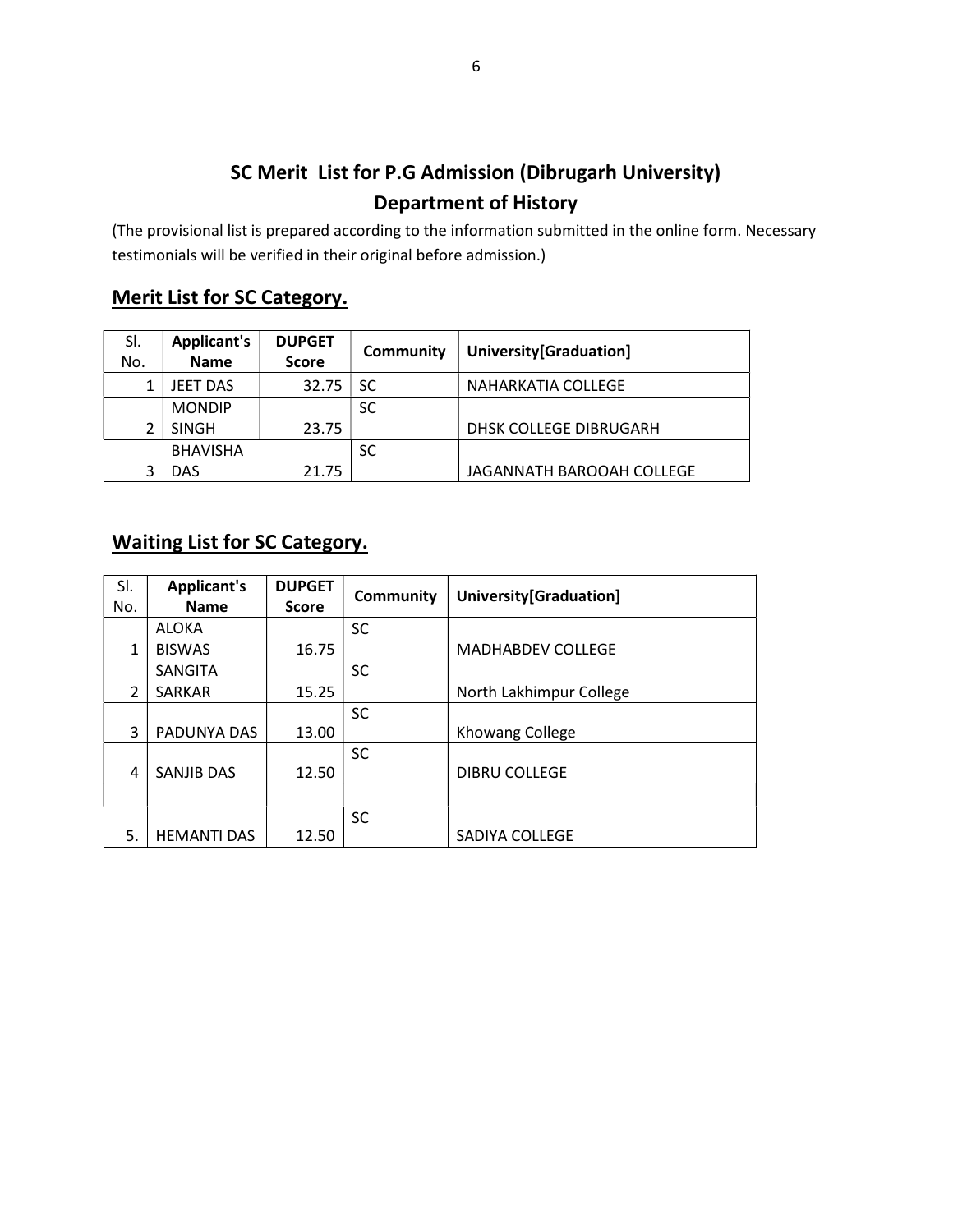# SC Merit List for P.G Admission (Dibrugarh University)
## Department of History

(The provisional list is prepared according to the information submitted in the online form. Necessary testimonials will be verified in their original before admission.)

### Merit List for SC Category.

| Sl. No. | Applicant's Name | DUPGET Score | Community | University[Graduation] |
|---|---|---|---|---|
| 1 | JEET DAS | 32.75 | SC | NAHARKATIA COLLEGE |
| 2 | MONDIP SINGH | 23.75 | SC | DHSK COLLEGE DIBRUGARH |
| 3 | BHAVISHA DAS | 21.75 | SC | JAGANNATH BAROOAH COLLEGE |

### Waiting List for SC Category.

| Sl. No. | Applicant's Name | DUPGET Score | Community | University[Graduation] |
|---|---|---|---|---|
| 1 | ALOKA BISWAS | 16.75 | SC | MADHABDEV COLLEGE |
| 2 | SANGITA SARKAR | 15.25 | SC | North Lakhimpur College |
| 3 | PADUNYA DAS | 13.00 | SC | Khowang College |
| 4 | SANJIB DAS | 12.50 | SC | DIBRU COLLEGE |
| 5. | HEMANTI DAS | 12.50 | SC | SADIYA COLLEGE |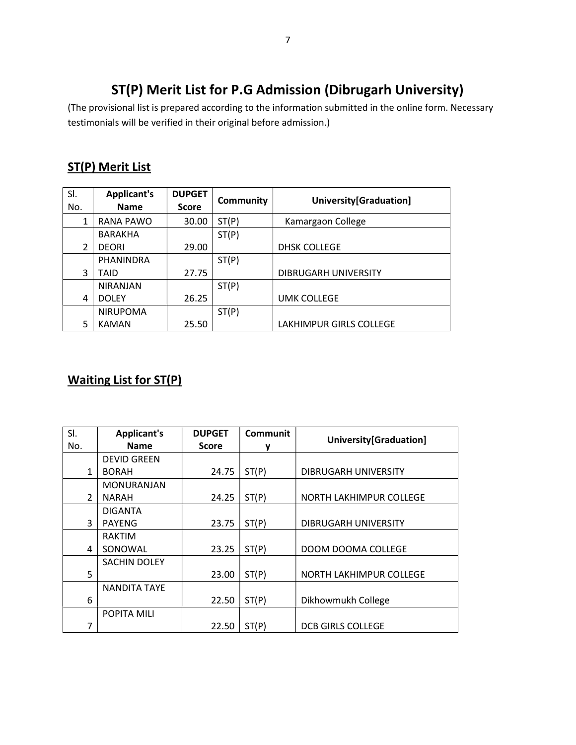# ST(P) Merit List for P.G Admission (Dibrugarh University)

(The provisional list is prepared according to the information submitted in the online form. Necessary testimonials will be verified in their original before admission.)

## ST(P) Merit List

| Sl. No. | Applicant's Name | DUPGET Score | Community | University[Graduation] |
|---|---|---|---|---|
| 1 | RANA PAWO | 30.00 | ST(P) | Kamargaon College |
| 2 | BARAKHA DEORI | 29.00 | ST(P) | DHSK COLLEGE |
| 3 | PHANINDRA TAID | 27.75 | ST(P) | DIBRUGARH UNIVERSITY |
| 4 | NIRANJAN DOLEY | 26.25 | ST(P) | UMK COLLEGE |
| 5 | NIRUPOMA KAMAN | 25.50 | ST(P) | LAKHIMPUR GIRLS COLLEGE |

## Waiting List for ST(P)

| Sl. No. | Applicant's Name | DUPGET Score | Community | University[Graduation] |
|---|---|---|---|---|
| 1 | DEVID GREEN BORAH | 24.75 | ST(P) | DIBRUGARH UNIVERSITY |
| 2 | MONURANJAN NARAH | 24.25 | ST(P) | NORTH LAKHIMPUR COLLEGE |
| 3 | DIGANTA PAYENG | 23.75 | ST(P) | DIBRUGARH UNIVERSITY |
| 4 | RAKTIM SONOWAL | 23.25 | ST(P) | DOOM DOOMA COLLEGE |
| 5 | SACHIN DOLEY | 23.00 | ST(P) | NORTH LAKHIMPUR COLLEGE |
| 6 | NANDITA TAYE | 22.50 | ST(P) | Dikhowmukh College |
| 7 | POPITA MILI | 22.50 | ST(P) | DCB GIRLS COLLEGE |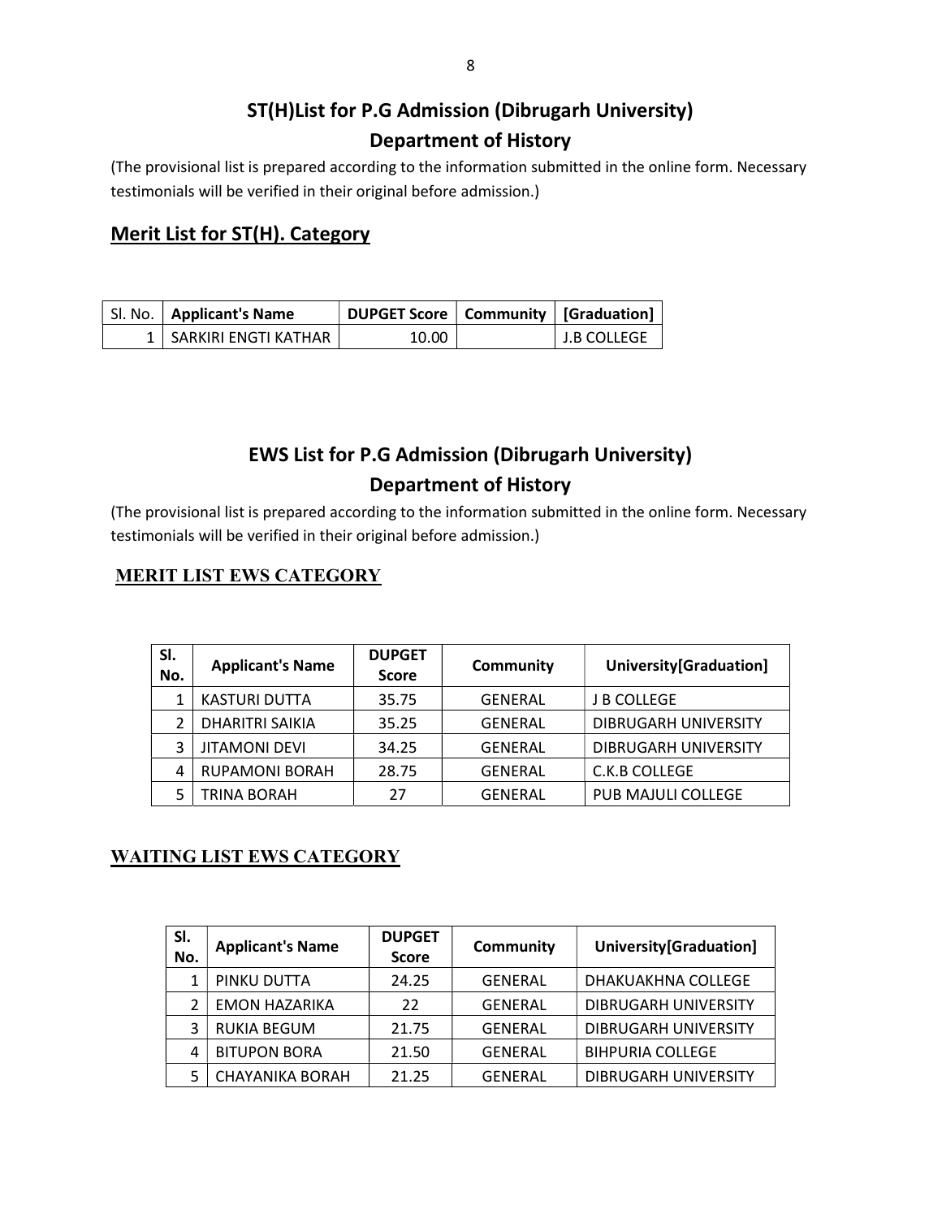# ST(H)List for P.G Admission (Dibrugarh University)

## Department of History

(The provisional list is prepared according to the information submitted in the online form. Necessary testimonials will be verified in their original before admission.)

### Merit List for ST(H). Category

| Sl. No. | Applicant's Name | DUPGET Score | Community | [Graduation] |
|---|---|---|---|---|
| 1 | SARKIRI ENGTI KATHAR | 10.00 | | J.B COLLEGE |

# EWS List for P.G Admission (Dibrugarh University)

## Department of History

(The provisional list is prepared according to the information submitted in the online form. Necessary testimonials will be verified in their original before admission.)

### MERIT LIST EWS CATEGORY

| Sl. No. | Applicant's Name | DUPGET Score | Community | University[Graduation] |
|---|---|---|---|---|
| 1 | KASTURI DUTTA | 35.75 | GENERAL | J B COLLEGE |
| 2 | DHARITRI SAIKIA | 35.25 | GENERAL | DIBRUGARH UNIVERSITY |
| 3 | JITAMONI DEVI | 34.25 | GENERAL | DIBRUGARH UNIVERSITY |
| 4 | RUPAMONI BORAH | 28.75 | GENERAL | C.K.B COLLEGE |
| 5 | TRINA BORAH | 27 | GENERAL | PUB MAJULI COLLEGE |

### WAITING LIST EWS CATEGORY

| Sl. No. | Applicant's Name | DUPGET Score | Community | University[Graduation] |
|---|---|---|---|---|
| 1 | PINKU DUTTA | 24.25 | GENERAL | DHAKUAKHNA COLLEGE |
| 2 | EMON HAZARIKA | 22 | GENERAL | DIBRUGARH UNIVERSITY |
| 3 | RUKIA BEGUM | 21.75 | GENERAL | DIBRUGARH UNIVERSITY |
| 4 | BITUPON BORA | 21.50 | GENERAL | BIHPURIA COLLEGE |
| 5 | CHAYANIKA BORAH | 21.25 | GENERAL | DIBRUGARH UNIVERSITY |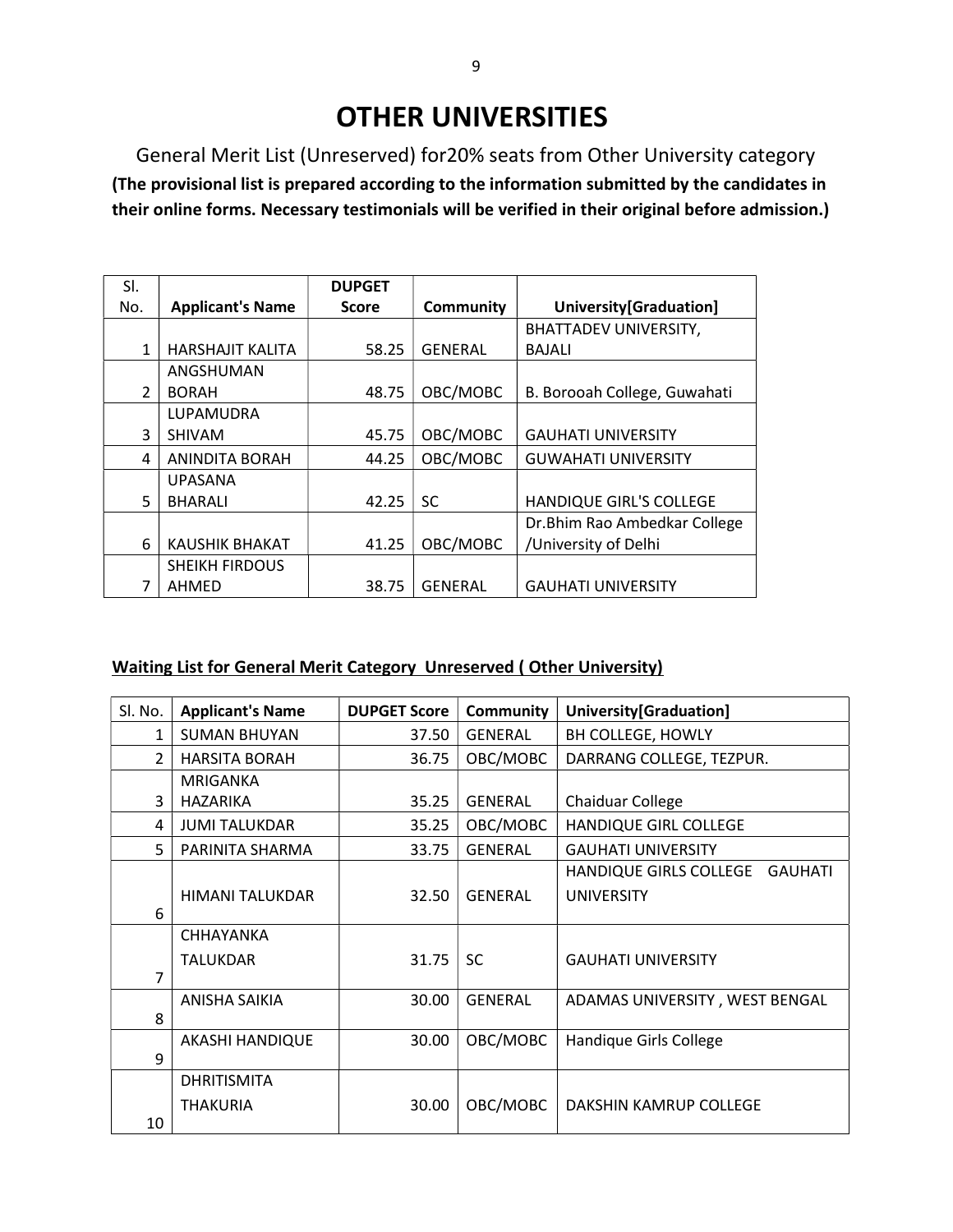# OTHER UNIVERSITIES

General Merit List (Unreserved) for20% seats from Other University category

**(The provisional list is prepared according to the information submitted by the candidates in their online forms. Necessary testimonials will be verified in their original before admission.)**

| Sl. No. | Applicant's Name | DUPGET Score | Community | University[Graduation] |
|---|---|---|---|---|
| 1 | HARSHAJIT KALITA | 58.25 | GENERAL | BHATTADEV UNIVERSITY, BAJALI |
| 2 | ANGSHUMAN BORAH | 48.75 | OBC/MOBC | B. Borooah College, Guwahati |
| 3 | LUPAMUDRA SHIVAM | 45.75 | OBC/MOBC | GAUHATI UNIVERSITY |
| 4 | ANINDITA BORAH | 44.25 | OBC/MOBC | GUWAHATI UNIVERSITY |
| 5 | UPASANA BHARALI | 42.25 | SC | HANDIQUE GIRL'S COLLEGE |
| 6 | KAUSHIK BHAKAT | 41.25 | OBC/MOBC | Dr.Bhim Rao Ambedkar College /University of Delhi |
| 7 | SHEIKH FIRDOUS AHMED | 38.75 | GENERAL | GAUHATI UNIVERSITY |

**Waiting List for General Merit Category Unreserved ( Other University)**

| Sl. No. | Applicant's Name | DUPGET Score | Community | University[Graduation] |
|---|---|---|---|---|
| 1 | SUMAN BHUYAN | 37.50 | GENERAL | BH COLLEGE, HOWLY |
| 2 | HARSITA BORAH | 36.75 | OBC/MOBC | DARRANG COLLEGE, TEZPUR. |
| 3 | MRIGANKA HAZARIKA | 35.25 | GENERAL | Chaiduar College |
| 4 | JUMI TALUKDAR | 35.25 | OBC/MOBC | HANDIQUE GIRL COLLEGE |
| 5 | PARINITA SHARMA | 33.75 | GENERAL | GAUHATI UNIVERSITY |
| 6 | HIMANI TALUKDAR | 32.50 | GENERAL | HANDIQUE GIRLS COLLEGE GAUHATI UNIVERSITY |
| 7 | CHHAYANKA TALUKDAR | 31.75 | SC | GAUHATI UNIVERSITY |
| 8 | ANISHA SAIKIA | 30.00 | GENERAL | ADAMAS UNIVERSITY , WEST BENGAL |
| 9 | AKASHI HANDIQUE | 30.00 | OBC/MOBC | Handique Girls College |
| 10 | DHRITISMITA THAKURIA | 30.00 | OBC/MOBC | DAKSHIN KAMRUP COLLEGE |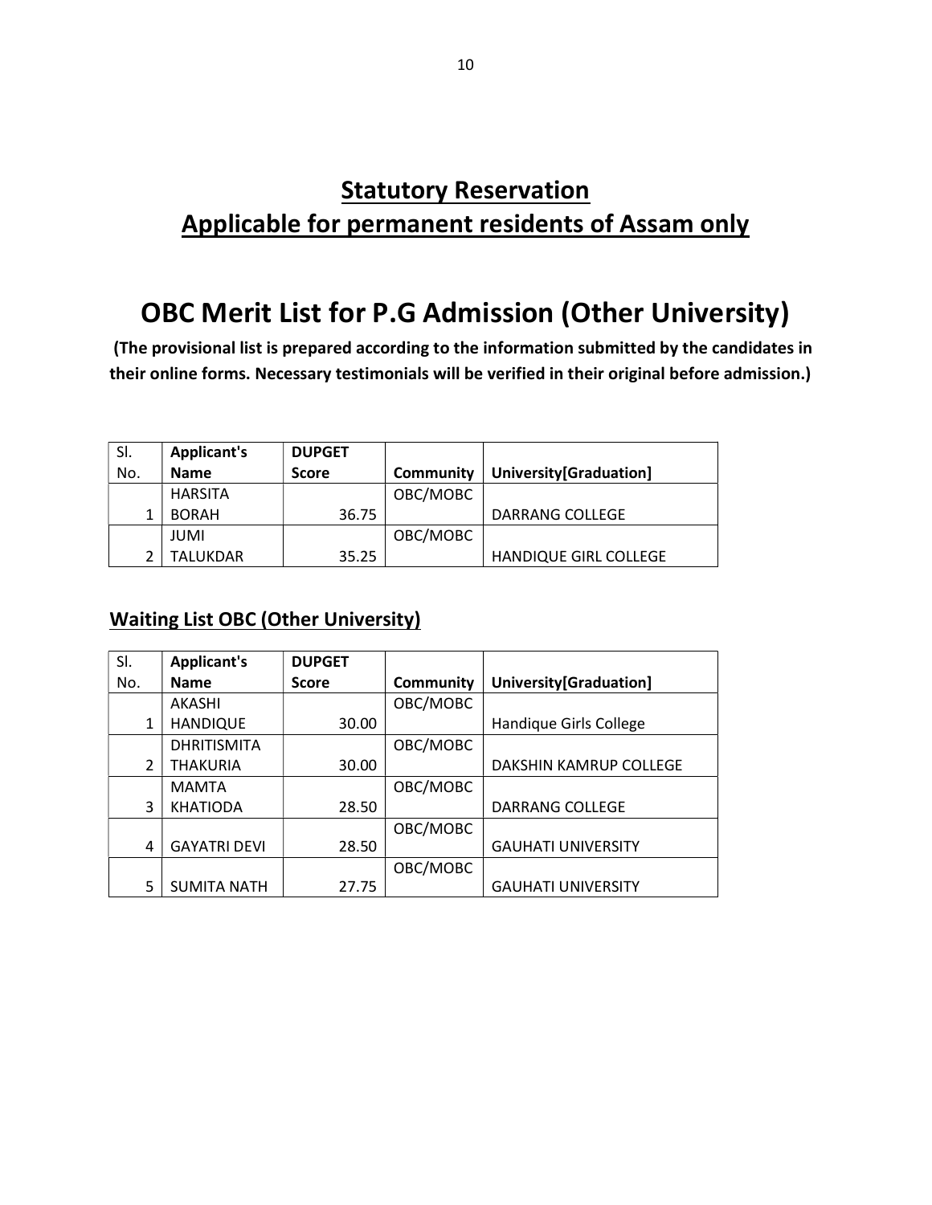## Statutory Reservation
## Applicable for permanent residents of Assam only

# OBC Merit List for P.G Admission (Other University)

**(The provisional list is prepared according to the information submitted by the candidates in their online forms. Necessary testimonials will be verified in their original before admission.)**

| Sl. No. | Applicant's Name | DUPGET Score | Community | University[Graduation] |
|---|---|---|---|---|
| 1 | HARSITA BORAH | 36.75 | OBC/MOBC | DARRANG COLLEGE |
| 2 | JUMI TALUKDAR | 35.25 | OBC/MOBC | HANDIQUE GIRL COLLEGE |

### Waiting List OBC (Other University)

| Sl. No. | Applicant's Name | DUPGET Score | Community | University[Graduation] |
|---|---|---|---|---|
| 1 | AKASHI HANDIQUE | 30.00 | OBC/MOBC | Handique Girls College |
| 2 | DHRITISMITA THAKURIA | 30.00 | OBC/MOBC | DAKSHIN KAMRUP COLLEGE |
| 3 | MAMTA KHATIODA | 28.50 | OBC/MOBC | DARRANG COLLEGE |
| 4 | GAYATRI DEVI | 28.50 | OBC/MOBC | GAUHATI UNIVERSITY |
| 5 | SUMITA NATH | 27.75 | OBC/MOBC | GAUHATI UNIVERSITY |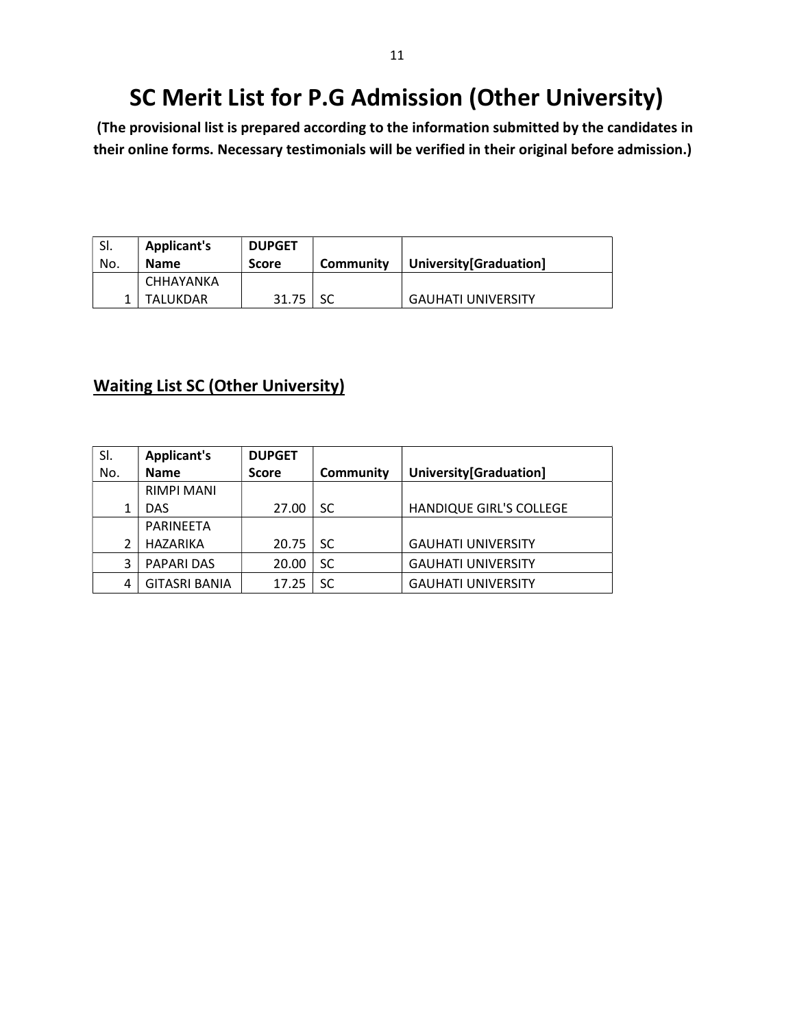# SC Merit List for P.G Admission (Other University)

**(The provisional list is prepared according to the information submitted by the candidates in their online forms. Necessary testimonials will be verified in their original before admission.)**

| Sl. No. | Applicant's Name | DUPGET Score | Community | University[Graduation] |
|---|---|---|---|---|
| 1 | CHHAYANKA TALUKDAR | 31.75 | SC | GAUHATI UNIVERSITY |

## Waiting List SC (Other University)

| Sl. No. | Applicant's Name | DUPGET Score | Community | University[Graduation] |
|---|---|---|---|---|
| 1 | RIMPI MANI DAS | 27.00 | SC | HANDIQUE GIRL'S COLLEGE |
| 2 | PARINEETA HAZARIKA | 20.75 | SC | GAUHATI UNIVERSITY |
| 3 | PAPARI DAS | 20.00 | SC | GAUHATI UNIVERSITY |
| 4 | GITASRI BANIA | 17.25 | SC | GAUHATI UNIVERSITY |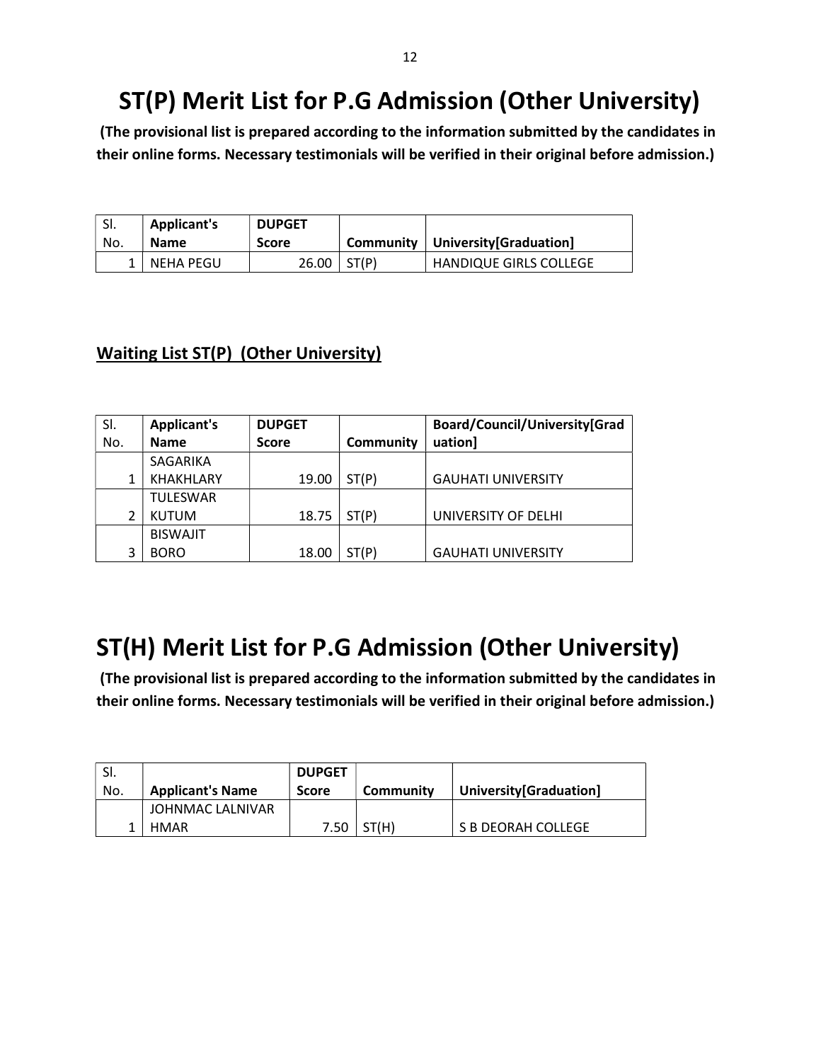# ST(P) Merit List for P.G Admission (Other University)

**(The provisional list is prepared according to the information submitted by the candidates in their online forms. Necessary testimonials will be verified in their original before admission.)**

| Sl. No. | Applicant's Name | DUPGET Score | Community | University[Graduation] |
|---|---|---|---|---|
| 1 | NEHA PEGU | 26.00 | ST(P) | HANDIQUE GIRLS COLLEGE |

## Waiting List ST(P) (Other University)

| Sl. No. | Applicant's Name | DUPGET Score | Community | Board/Council/University[Graduation] |
|---|---|---|---|---|
| 1 | SAGARIKA KHAKHLARY | 19.00 | ST(P) | GAUHATI UNIVERSITY |
| 2 | TULESWAR KUTUM | 18.75 | ST(P) | UNIVERSITY OF DELHI |
| 3 | BISWAJIT BORO | 18.00 | ST(P) | GAUHATI UNIVERSITY |

# ST(H) Merit List for P.G Admission (Other University)

**(The provisional list is prepared according to the information submitted by the candidates in their online forms. Necessary testimonials will be verified in their original before admission.)**

| Sl. No. | Applicant's Name | DUPGET Score | Community | University[Graduation] |
|---|---|---|---|---|
| 1 | JOHNMAC LALNIVAR HMAR | 7.50 | ST(H) | S B DEORAH COLLEGE |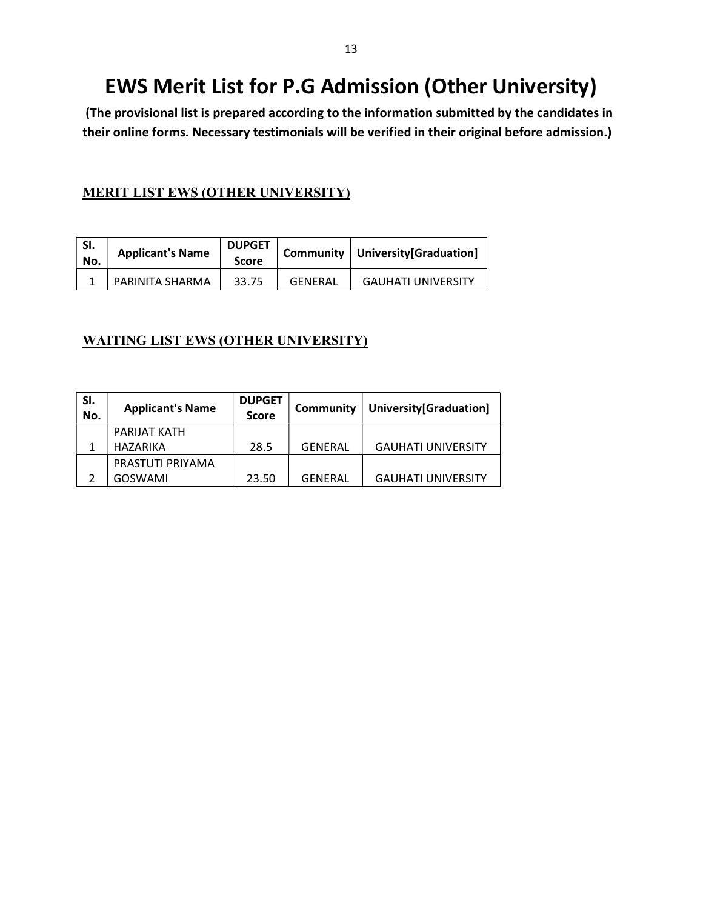# EWS Merit List for P.G Admission (Other University)

**(The provisional list is prepared according to the information submitted by the candidates in their online forms. Necessary testimonials will be verified in their original before admission.)**

## MERIT LIST EWS (OTHER UNIVERSITY)

| Sl. No. | Applicant's Name | DUPGET Score | Community | University[Graduation] |
|---|---|---|---|---|
| 1 | PARINITA SHARMA | 33.75 | GENERAL | GAUHATI UNIVERSITY |

## WAITING LIST EWS (OTHER UNIVERSITY)

| Sl. No. | Applicant's Name | DUPGET Score | Community | University[Graduation] |
|---|---|---|---|---|
| 1 | PARIJAT KATH HAZARIKA | 28.5 | GENERAL | GAUHATI UNIVERSITY |
| 2 | PRASTUTI PRIYAMA GOSWAMI | 23.50 | GENERAL | GAUHATI UNIVERSITY |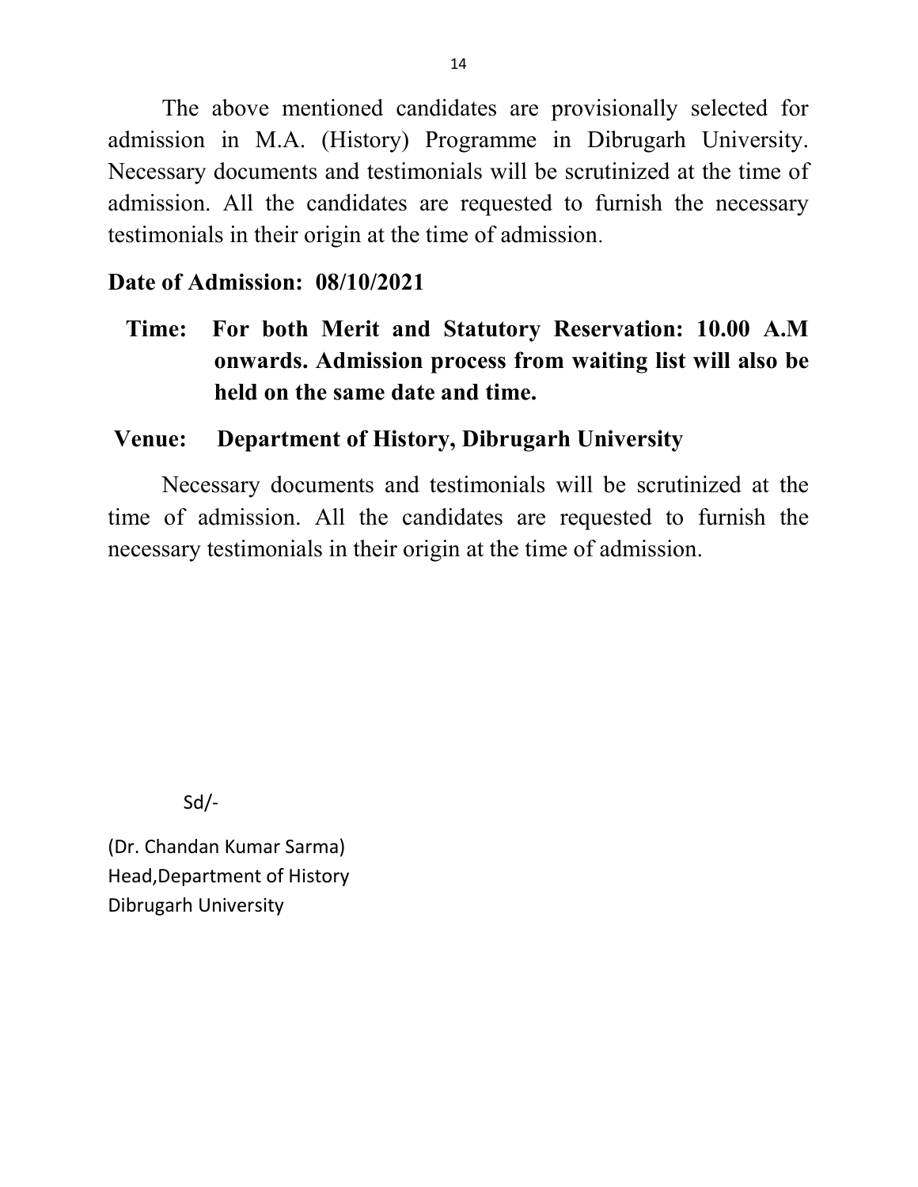The above mentioned candidates are provisionally selected for admission in M.A. (History) Programme in Dibrugarh University. Necessary documents and testimonials will be scrutinized at the time of admission. All the candidates are requested to furnish the necessary testimonials in their origin at the time of admission.

**Date of Admission: 08/10/2021**

**Time: For both Merit and Statutory Reservation: 10.00 A.M onwards. Admission process from waiting list will also be held on the same date and time.**

**Venue: Department of History, Dibrugarh University**

Necessary documents and testimonials will be scrutinized at the time of admission. All the candidates are requested to furnish the necessary testimonials in their origin at the time of admission.

Sd/-

(Dr. Chandan Kumar Sarma)
Head,Department of History
Dibrugarh University